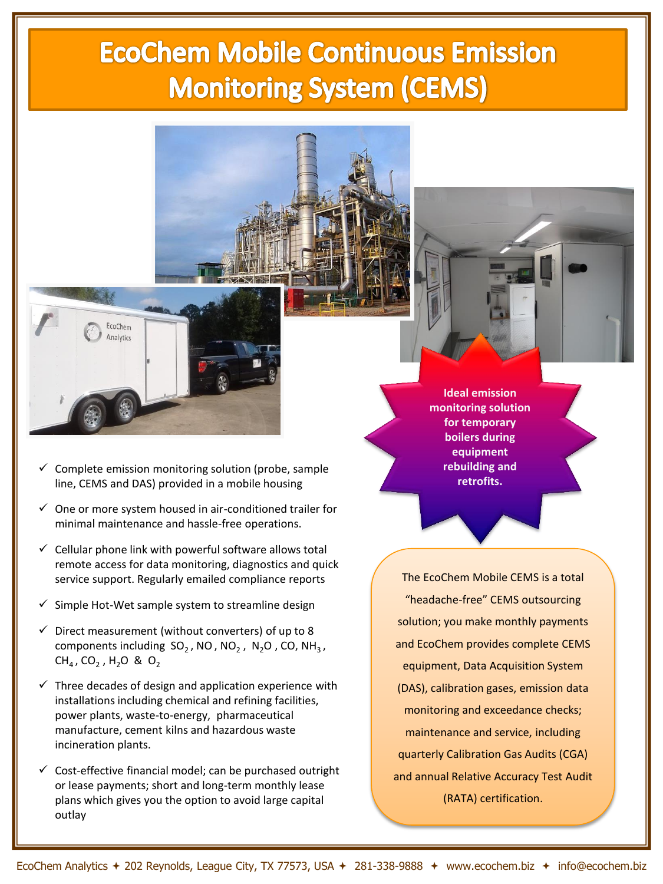# EcoChem Mobile Continuous Emission Monitoring System (CEMS)

**Ideal emission monitoring solution for temporary boilers during equipment rebuilding and retrofits.**

- Complete emission monitoring solution (probe, sample line, CEMS and DAS) provided in a mobile housing
- One or more system housed in air-conditioned trailer for minimal maintenance and hassle-free operations.
- Cellular phone link with powerful software allows total remote access for data monitoring, diagnostics and quick service support. Regularly emailed compliance reports
- Simple Hot-Wet sample system to streamline design
- Direct measurement (without converters) of up to 8 components including $SO_2$, $NO$, $NO_2$, $N_2O$, $CO$, $NH_3$, $CH_4$, $CO_2$, $H_2O$ & $O_2$
- Three decades of design and application experience with installations including chemical and refining facilities, power plants, waste-to-energy, pharmaceutical manufacture, cement kilns and hazardous waste incineration plants.
- Cost-effective financial model; can be purchased outright or lease payments; short and long-term monthly lease plans which gives you the option to avoid large capital outlay

The EcoChem Mobile CEMS is a total "headache-free" CEMS outsourcing solution; you make monthly payments and EcoChem provides complete CEMS equipment, Data Acquisition System (DAS), calibration gases, emission data monitoring and exceedance checks; maintenance and service, including quarterly Calibration Gas Audits (CGA) and annual Relative Accuracy Test Audit (RATA) certification.

EcoChem Analytics ✦ 202 Reynolds, League City, TX 77573, USA ✦ 281-338-9888 ✦ www.ecochem.biz ✦ info@ecochem.biz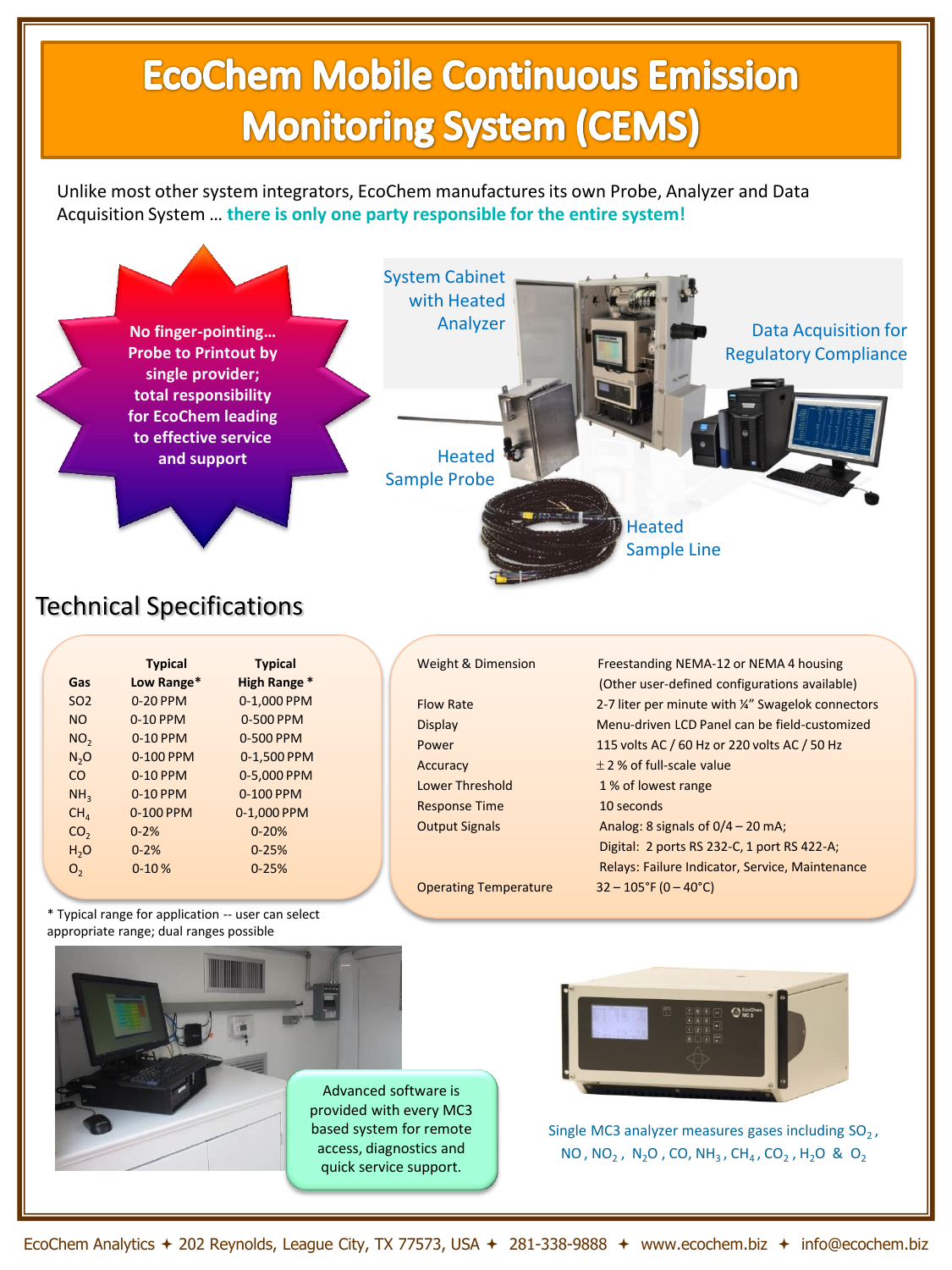# EcoChem Mobile Continuous Emission Monitoring System (CEMS)

Unlike most other system integrators, EcoChem manufactures its own Probe, Analyzer and Data Acquisition System … **there is only one party responsible for the entire system!**

**No finger-pointing… Probe to Printout by single provider; total responsibility for EcoChem leading to effective service and support**

System Cabinet with Heated Analyzer

Data Acquisition for Regulatory Compliance

Heated Sample Probe

Heated Sample Line

## Technical Specifications

| Gas | Typical Low Range* | Typical High Range * |
|---|---|---|
| SO2 | 0-20 PPM | 0-1,000 PPM |
| NO | 0-10 PPM | 0-500 PPM |
| $NO_2$ | 0-10 PPM | 0-500 PPM |
| $N_2O$ | 0-100 PPM | 0-1,500 PPM |
| CO | 0-10 PPM | 0-5,000 PPM |
| $NH_3$ | 0-10 PPM | 0-100 PPM |
| $CH_4$ | 0-100 PPM | 0-1,000 PPM |
| $CO_2$ | 0-2% | 0-20% |
| $H_2O$ | 0-2% | 0-25% |
| $O_2$ | 0-10 % | 0-25% |

* Typical range for application -- user can select appropriate range; dual ranges possible

| | |
|---|---|
| Weight & Dimension | Freestanding NEMA-12 or NEMA 4 housing (Other user-defined configurations available) |
| Flow Rate | 2-7 liter per minute with ¼" Swagelok connectors |
| Display | Menu-driven LCD Panel can be field-customized |
| Power | 115 volts AC / 60 Hz or 220 volts AC / 50 Hz |
| Accuracy | ± 2 % of full-scale value |
| Lower Threshold | 1 % of lowest range |
| Response Time | 10 seconds |
| Output Signals | Analog: 8 signals of 0/4 – 20 mA; Digital: 2 ports RS 232-C, 1 port RS 422-A; Relays: Failure Indicator, Service, Maintenance |
| Operating Temperature | 32 – 105°F (0 – 40°C) |

Advanced software is provided with every MC3 based system for remote access, diagnostics and quick service support.

Single MC3 analyzer measures gases including $SO_2$, NO, $NO_2$, $N_2O$, CO, $NH_3$, $CH_4$, $CO_2$, $H_2O$ & $O_2$

EcoChem Analytics ✦ 202 Reynolds, League City, TX 77573, USA ✦ 281-338-9888 ✦ www.ecochem.biz ✦ info@ecochem.biz